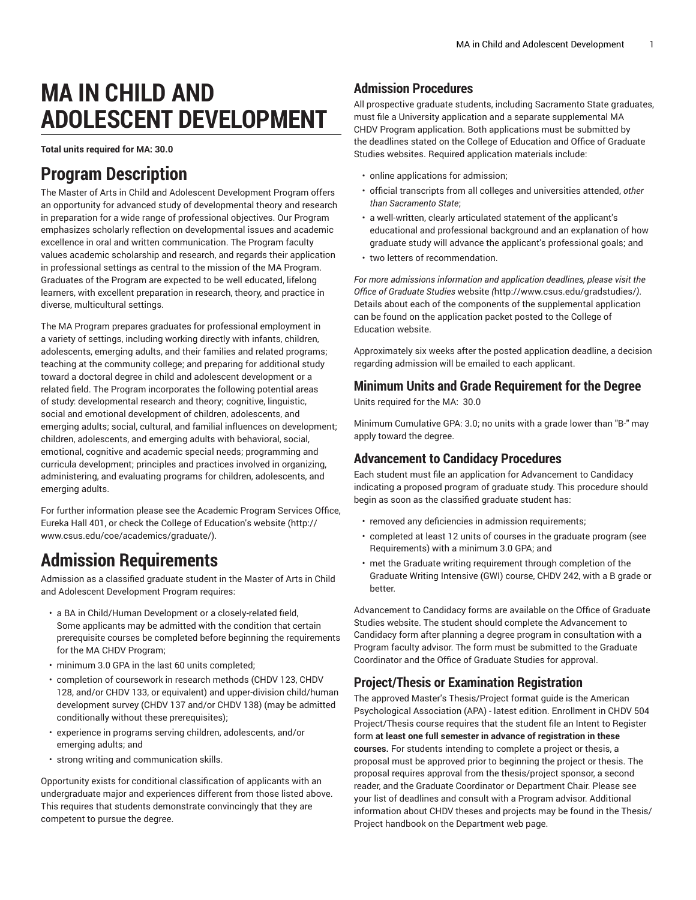# MA IN CHILD AND ADOLESCENT DEVELOPMENT

**Total units required for MA: 30.0**

## Program Description

The Master of Arts in Child and Adolescent Development Program offers an opportunity for advanced study of developmental theory and research in preparation for a wide range of professional objectives. Our Program emphasizes scholarly reflection on developmental issues and academic excellence in oral and written communication. The Program faculty values academic scholarship and research, and regards their application in professional settings as central to the mission of the MA Program. Graduates of the Program are expected to be well educated, lifelong learners, with excellent preparation in research, theory, and practice in diverse, multicultural settings.

The MA Program prepares graduates for professional employment in a variety of settings, including working directly with infants, children, adolescents, emerging adults, and their families and related programs; teaching at the community college; and preparing for additional study toward a doctoral degree in child and adolescent development or a related field. The Program incorporates the following potential areas of study: developmental research and theory; cognitive, linguistic, social and emotional development of children, adolescents, and emerging adults; social, cultural, and familial influences on development; children, adolescents, and emerging adults with behavioral, social, emotional, cognitive and academic special needs; programming and curricula development; principles and practices involved in organizing, administering, and evaluating programs for children, adolescents, and emerging adults.

For further information please see the Academic Program Services Office, Eureka Hall 401, or check the College of Education's website (http://www.csus.edu/coe/academics/graduate/).

## Admission Requirements

Admission as a classified graduate student in the Master of Arts in Child and Adolescent Development Program requires:

- a BA in Child/Human Development or a closely-related field, Some applicants may be admitted with the condition that certain prerequisite courses be completed before beginning the requirements for the MA CHDV Program;
- minimum 3.0 GPA in the last 60 units completed;
- completion of coursework in research methods (CHDV 123, CHDV 128, and/or CHDV 133, or equivalent) and upper-division child/human development survey (CHDV 137 and/or CHDV 138) (may be admitted conditionally without these prerequisites);
- experience in programs serving children, adolescents, and/or emerging adults; and
- strong writing and communication skills.

Opportunity exists for conditional classification of applicants with an undergraduate major and experiences different from those listed above. This requires that students demonstrate convincingly that they are competent to pursue the degree.

### Admission Procedures

All prospective graduate students, including Sacramento State graduates, must file a University application and a separate supplemental MA CHDV Program application. Both applications must be submitted by the deadlines stated on the College of Education and Office of Graduate Studies websites. Required application materials include:

- online applications for admission;
- official transcripts from all colleges and universities attended, *other than Sacramento State*;
- a well-written, clearly articulated statement of the applicant's educational and professional background and an explanation of how graduate study will advance the applicant's professional goals; and
- two letters of recommendation.

*For more admissions information and application deadlines, please visit the Office of Graduate Studies* website *(*http://www.csus.edu/gradstudies/*)*. Details about each of the components of the supplemental application can be found on the application packet posted to the College of Education website.

Approximately six weeks after the posted application deadline, a decision regarding admission will be emailed to each applicant.

### Minimum Units and Grade Requirement for the Degree

Units required for the MA: 30.0

Minimum Cumulative GPA: 3.0; no units with a grade lower than "B-" may apply toward the degree.

### Advancement to Candidacy Procedures

Each student must file an application for Advancement to Candidacy indicating a proposed program of graduate study. This procedure should begin as soon as the classified graduate student has:

- removed any deficiencies in admission requirements;
- completed at least 12 units of courses in the graduate program (see Requirements) with a minimum 3.0 GPA; and
- met the Graduate writing requirement through completion of the Graduate Writing Intensive (GWI) course, CHDV 242, with a B grade or better.

Advancement to Candidacy forms are available on the Office of Graduate Studies website. The student should complete the Advancement to Candidacy form after planning a degree program in consultation with a Program faculty advisor. The form must be submitted to the Graduate Coordinator and the Office of Graduate Studies for approval.

### Project/Thesis or Examination Registration

The approved Master's Thesis/Project format guide is the American Psychological Association (APA) - latest edition. Enrollment in CHDV 504 Project/Thesis course requires that the student file an Intent to Register form **at least one full semester in advance of registration in these courses.** For students intending to complete a project or thesis, a proposal must be approved prior to beginning the project or thesis. The proposal requires approval from the thesis/project sponsor, a second reader, and the Graduate Coordinator or Department Chair. Please see your list of deadlines and consult with a Program advisor. Additional information about CHDV theses and projects may be found in the Thesis/Project handbook on the Department web page.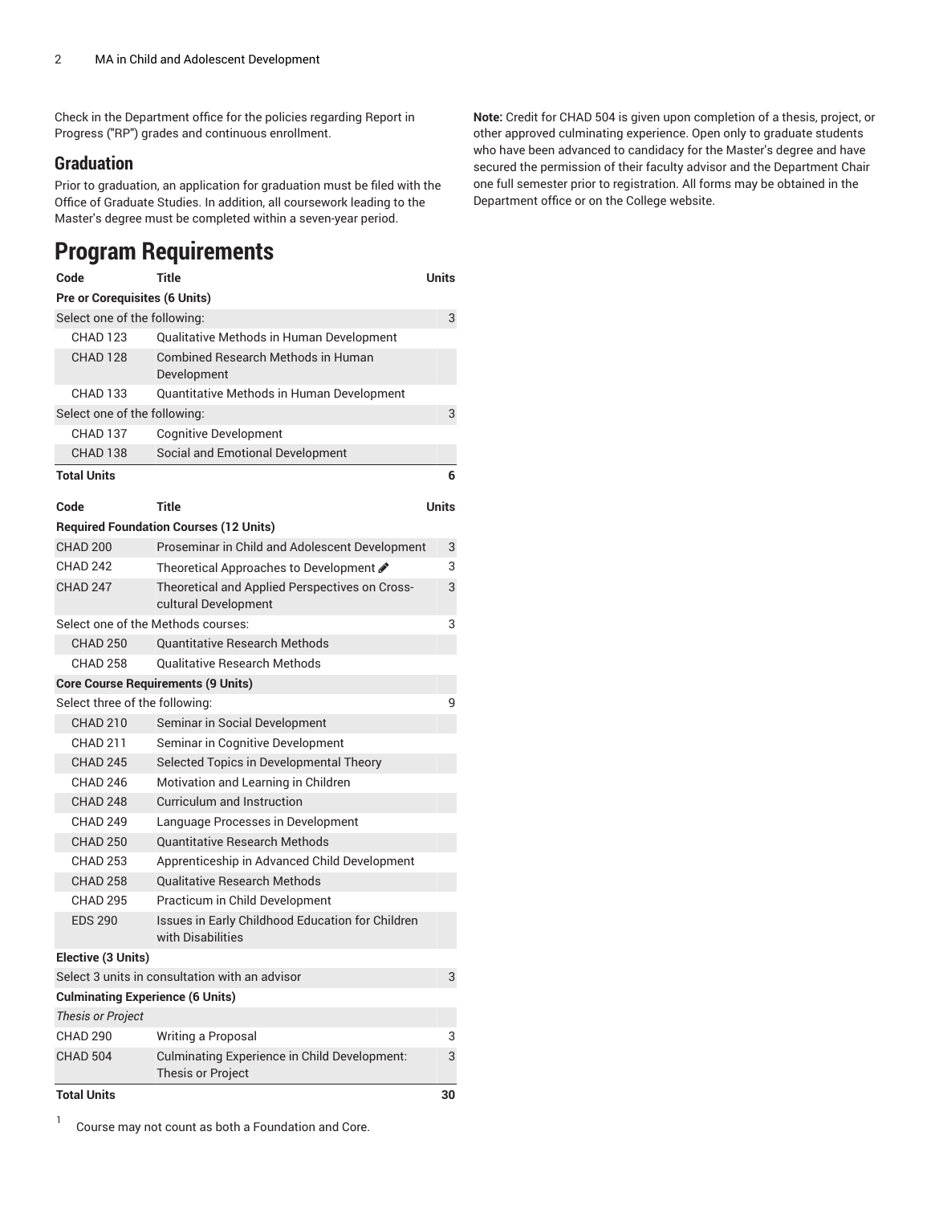Check in the Department office for the policies regarding Report in Progress ("RP") grades and continuous enrollment.

### Graduation

Prior to graduation, an application for graduation must be filed with the Office of Graduate Studies. In addition, all coursework leading to the Master's degree must be completed within a seven-year period.

# Program Requirements

| Code | Title | Units |
|---|---|---|
| **Pre or Corequisites (6 Units)** | | |
| Select one of the following: | | 3 |
| CHAD 123 | Qualitative Methods in Human Development | |
| CHAD 128 | Combined Research Methods in Human Development | |
| CHAD 133 | Quantitative Methods in Human Development | |
| Select one of the following: | | 3 |
| CHAD 137 | Cognitive Development | |
| CHAD 138 | Social and Emotional Development | |
| **Total Units** | | **6** |

| Code | Title | Units |
|---|---|---|
| **Required Foundation Courses (12 Units)** | | |
| CHAD 200 | Proseminar in Child and Adolescent Development | 3 |
| CHAD 242 | Theoretical Approaches to Development ✐ | 3 |
| CHAD 247 | Theoretical and Applied Perspectives on Cross-cultural Development | 3 |
| Select one of the Methods courses: | | 3 |
| CHAD 250 | Quantitative Research Methods | |
| CHAD 258 | Qualitative Research Methods | |
| **Core Course Requirements (9 Units)** | | |
| Select three of the following: | | 9 |
| CHAD 210 | Seminar in Social Development | |
| CHAD 211 | Seminar in Cognitive Development | |
| CHAD 245 | Selected Topics in Developmental Theory | |
| CHAD 246 | Motivation and Learning in Children | |
| CHAD 248 | Curriculum and Instruction | |
| CHAD 249 | Language Processes in Development | |
| CHAD 250 | Quantitative Research Methods | |
| CHAD 253 | Apprenticeship in Advanced Child Development | |
| CHAD 258 | Qualitative Research Methods | |
| CHAD 295 | Practicum in Child Development | |
| EDS 290 | Issues in Early Childhood Education for Children with Disabilities | |
| **Elective (3 Units)** | | |
| Select 3 units in consultation with an advisor | | 3 |
| **Culminating Experience (6 Units)** | | |
| *Thesis or Project* | | |
| CHAD 290 | Writing a Proposal | 3 |
| CHAD 504 | Culminating Experience in Child Development: Thesis or Project | 3 |
| **Total Units** | | **30** |

[1] Course may not count as both a Foundation and Core.

**Note:** Credit for CHAD 504 is given upon completion of a thesis, project, or other approved culminating experience. Open only to graduate students who have been advanced to candidacy for the Master's degree and have secured the permission of their faculty advisor and the Department Chair one full semester prior to registration. All forms may be obtained in the Department office or on the College website.